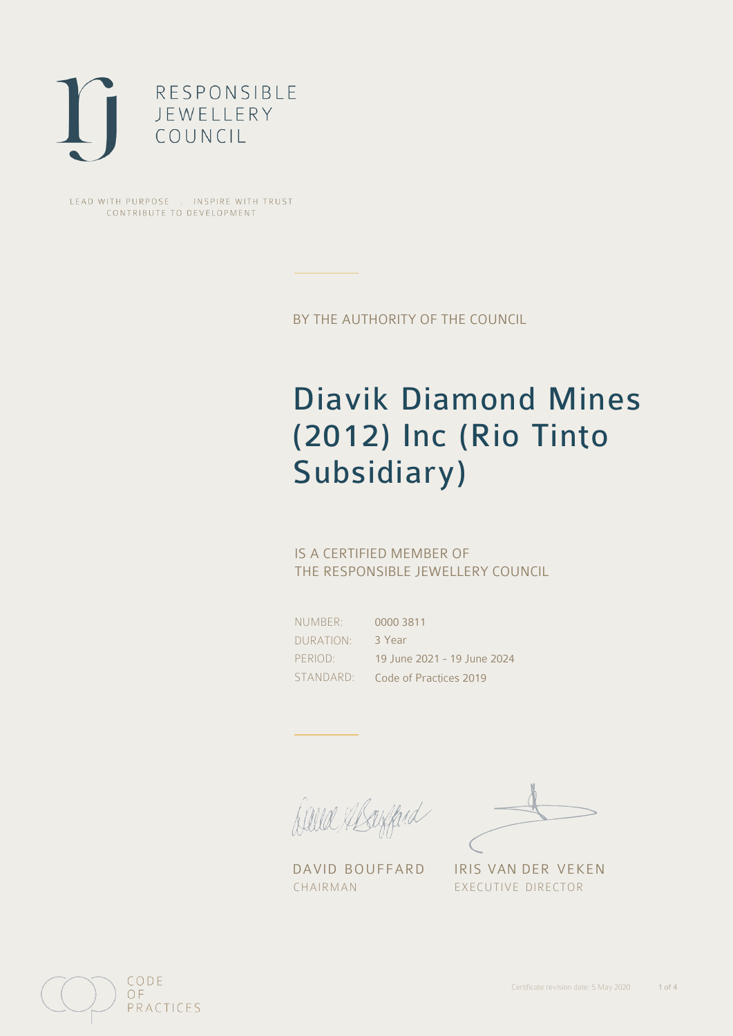RESPONSIBLE
JEWELLERY
COUNCIL

LEAD WITH PURPOSE . INSPIRE WITH TRUST
CONTRIBUTE TO DEVELOPMENT

BY THE AUTHORITY OF THE COUNCIL

# Diavik Diamond Mines (2012) Inc (Rio Tinto Subsidiary)

IS A CERTIFIED MEMBER OF
THE RESPONSIBLE JEWELLERY COUNCIL

| | |
|---|---|
| NUMBER: | 0000 3811 |
| DURATION: | 3 Year |
| PERIOD: | 19 June 2021 - 19 June 2024 |
| STANDARD: | Code of Practices 2019 |

DAVID BOUFFARD
CHAIRMAN

IRIS VAN DER VEKEN
EXECUTIVE DIRECTOR

CODE
OF
PRACTICES

Certificate revision date: 5 May 2020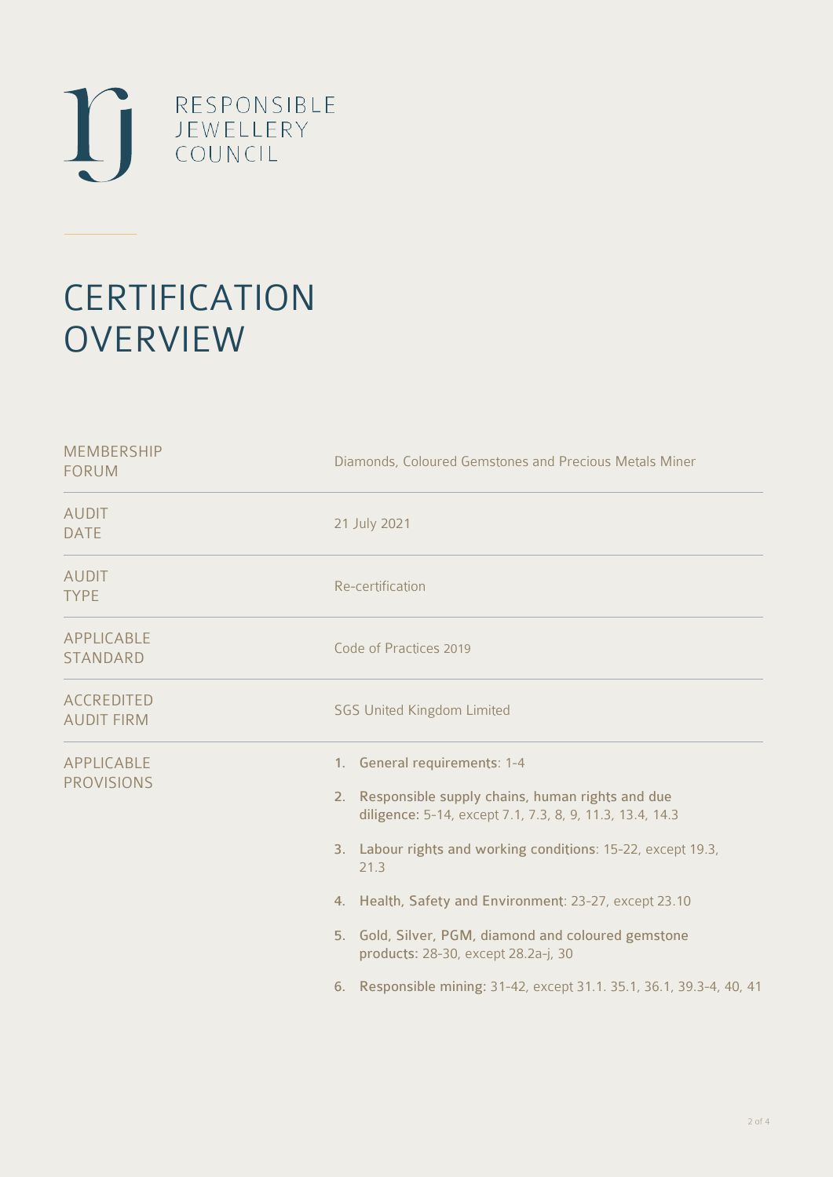RESPONSIBLE JEWELLERY COUNCIL

# CERTIFICATION OVERVIEW

| | |
|---|---|
| MEMBERSHIP FORUM | Diamonds, Coloured Gemstones and Precious Metals Miner |
| AUDIT DATE | 21 July 2021 |
| AUDIT TYPE | Re-certification |
| APPLICABLE STANDARD | Code of Practices 2019 |
| ACCREDITED AUDIT FIRM | SGS United Kingdom Limited |
| APPLICABLE PROVISIONS | 1. **General requirements**: 1-4<br>2. **Responsible supply chains, human rights and due diligence**: 5-14, except 7.1, 7.3, 8, 9, 11.3, 13.4, 14.3<br>3. **Labour rights and working conditions**: 15-22, except 19.3, 21.3<br>4. **Health, Safety and Environment**: 23-27, except 23.10<br>5. **Gold, Silver, PGM, diamond and coloured gemstone products**: 28-30, except 28.2a-j, 30<br>6. **Responsible mining**: 31-42, except 31.1. 35.1, 36.1, 39.3-4, 40, 41 |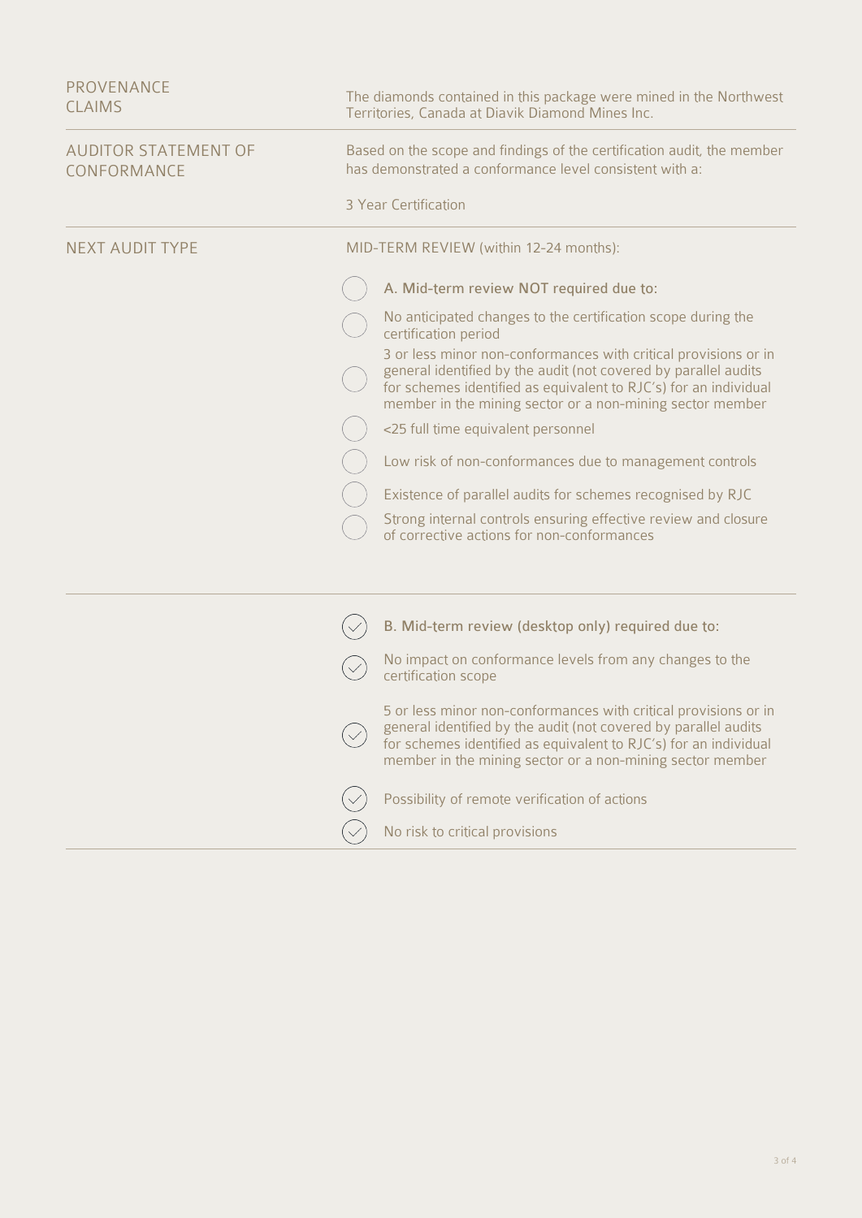| | |
|---|---|
| **PROVENANCE CLAIMS** | The diamonds contained in this package were mined in the Northwest Territories, Canada at Diavik Diamond Mines Inc. |
| **AUDITOR STATEMENT OF CONFORMANCE** | Based on the scope and findings of the certification audit, the member has demonstrated a conformance level consistent with a:<br><br>3 Year Certification |
| **NEXT AUDIT TYPE** | MID-TERM REVIEW (within 12-24 months): |

**A. Mid-term review NOT required due to:**

- [ ] A. Mid-term review NOT required due to:
- [ ] No anticipated changes to the certification scope during the certification period
- [ ] 3 or less minor non-conformances with critical provisions or in general identified by the audit (not covered by parallel audits for schemes identified as equivalent to RJC's) for an individual member in the mining sector or a non-mining sector member
- [ ] <25 full time equivalent personnel
- [ ] Low risk of non-conformances due to management controls
- [ ] Existence of parallel audits for schemes recognised by RJC
- [ ] Strong internal controls ensuring effective review and closure of corrective actions for non-conformances

**B. Mid-term review (desktop only) required due to:**

- [x] B. Mid-term review (desktop only) required due to:
- [x] No impact on conformance levels from any changes to the certification scope
- [x] 5 or less minor non-conformances with critical provisions or in general identified by the audit (not covered by parallel audits for schemes identified as equivalent to RJC's) for an individual member in the mining sector or a non-mining sector member
- [x] Possibility of remote verification of actions
- [x] No risk to critical provisions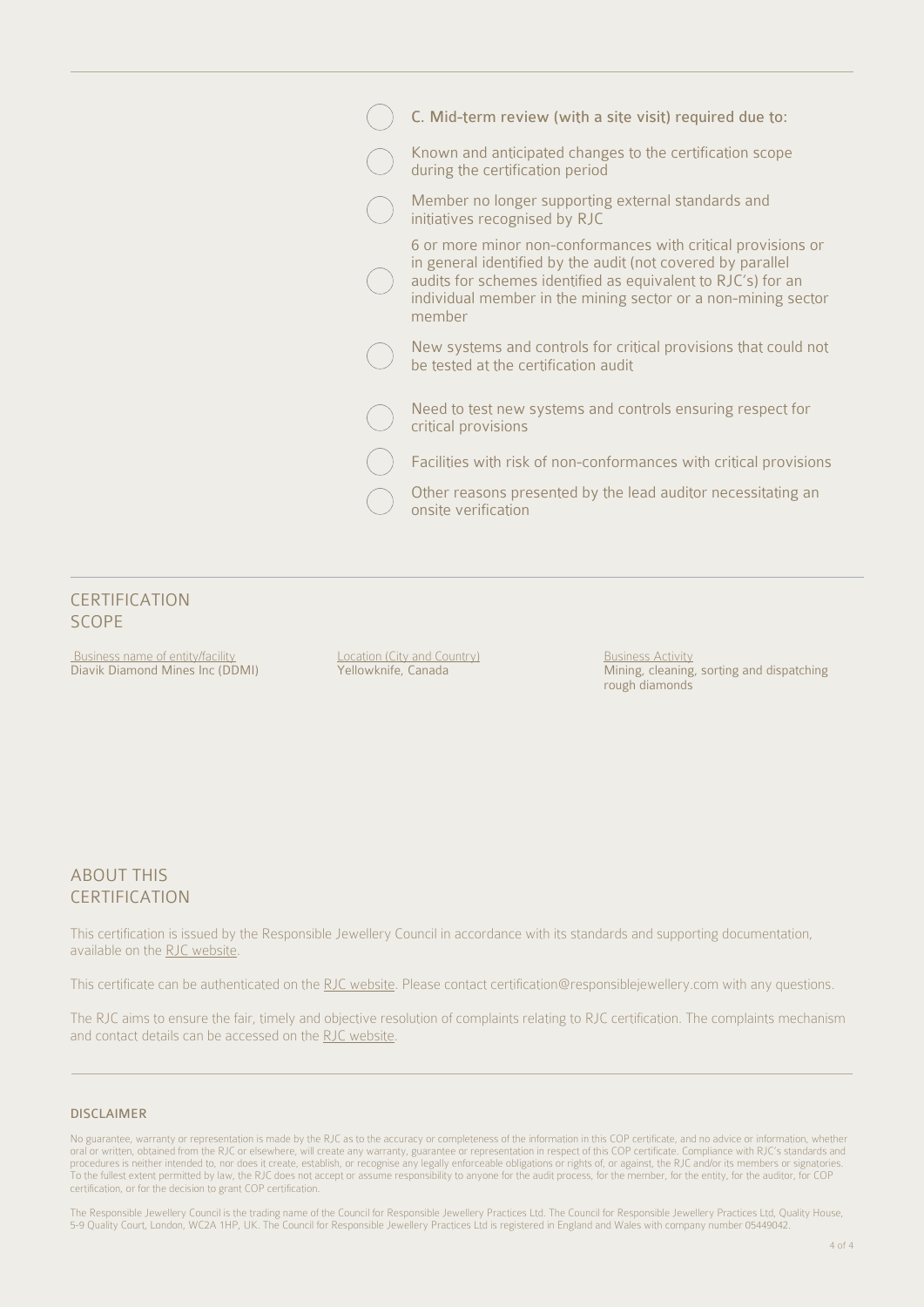- C. Mid-term review (with a site visit) required due to:
- Known and anticipated changes to the certification scope during the certification period
- Member no longer supporting external standards and initiatives recognised by RJC
- 6 or more minor non-conformances with critical provisions or in general identified by the audit (not covered by parallel audits for schemes identified as equivalent to RJC's) for an individual member in the mining sector or a non-mining sector member
- New systems and controls for critical provisions that could not be tested at the certification audit
- Need to test new systems and controls ensuring respect for critical provisions
- Facilities with risk of non-conformances with critical provisions
- Other reasons presented by the lead auditor necessitating an onsite verification

## CERTIFICATION SCOPE

| Business name of entity/facility | Location (City and Country) | Business Activity |
| --- | --- | --- |
| Diavik Diamond Mines Inc (DDMI) | Yellowknife, Canada | Mining, cleaning, sorting and dispatching rough diamonds |

## ABOUT THIS CERTIFICATION

This certification is issued by the Responsible Jewellery Council in accordance with its standards and supporting documentation, available on the RJC website.

This certificate can be authenticated on the RJC website. Please contact certification@responsiblejewellery.com with any questions.

The RJC aims to ensure the fair, timely and objective resolution of complaints relating to RJC certification. The complaints mechanism and contact details can be accessed on the RJC website.

### DISCLAIMER

No guarantee, warranty or representation is made by the RJC as to the accuracy or completeness of the information in this COP certificate, and no advice or information, whether oral or written, obtained from the RJC or elsewhere, will create any warranty, guarantee or representation in respect of this COP certificate. Compliance with RJC's standards and procedures is neither intended to, nor does it create, establish, or recognise any legally enforceable obligations or rights of, or against, the RJC and/or its members or signatories. To the fullest extent permitted by law, the RJC does not accept or assume responsibility to anyone for the audit process, for the member, for the entity, for the auditor, for COP certification, or for the decision to grant COP certification.

The Responsible Jewellery Council is the trading name of the Council for Responsible Jewellery Practices Ltd. The Council for Responsible Jewellery Practices Ltd, Quality House, 5-9 Quality Court, London, WC2A 1HP, UK. The Council for Responsible Jewellery Practices Ltd is registered in England and Wales with company number 05449042.